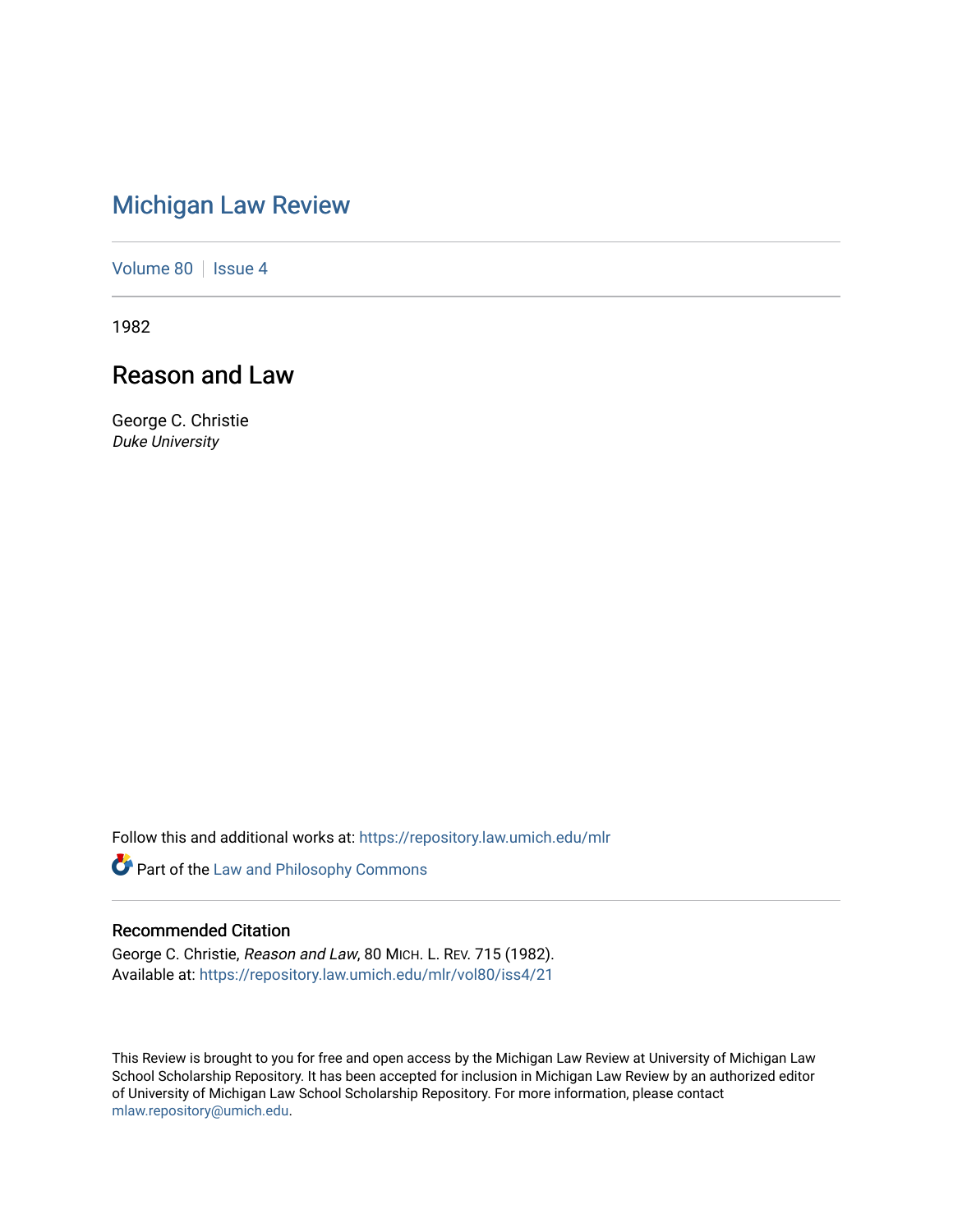# Michigan Law Review

Volume 80 | Issue 4

1982

## Reason and Law

George C. Christie
*Duke University*

Follow this and additional works at: https://repository.law.umich.edu/mlr

Part of the Law and Philosophy Commons

### Recommended Citation

George C. Christie, *Reason and Law*, 80 MICH. L. REV. 715 (1982).
Available at: https://repository.law.umich.edu/mlr/vol80/iss4/21

This Review is brought to you for free and open access by the Michigan Law Review at University of Michigan Law School Scholarship Repository. It has been accepted for inclusion in Michigan Law Review by an authorized editor of University of Michigan Law School Scholarship Repository. For more information, please contact mlaw.repository@umich.edu.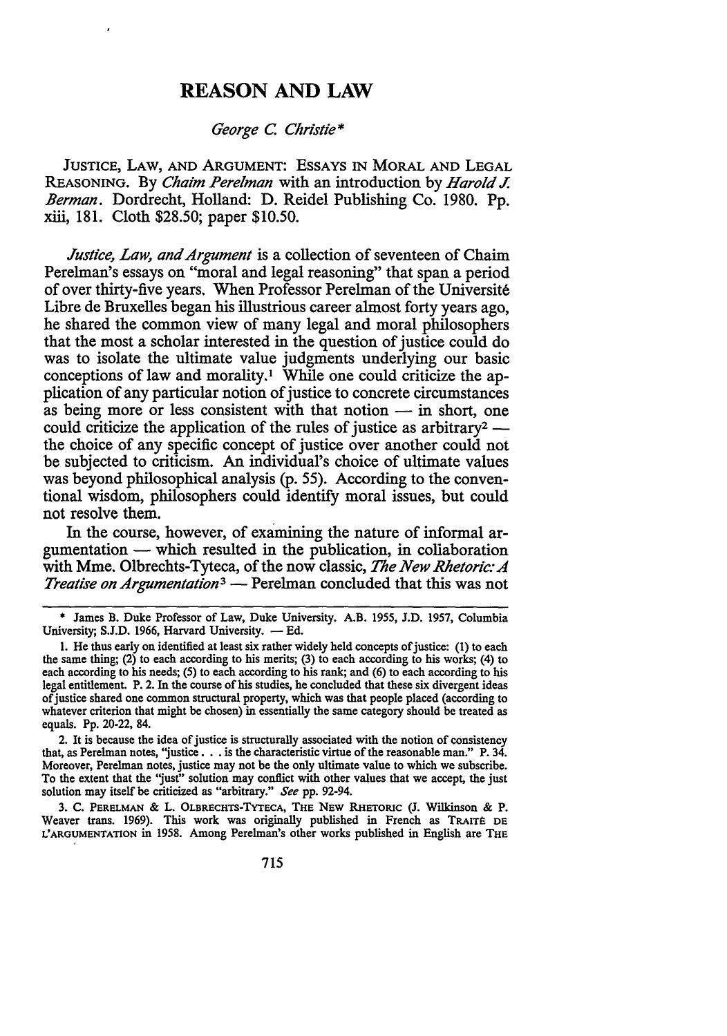# REASON AND LAW

*George C. Christie\**

JUSTICE, LAW, AND ARGUMENT: ESSAYS IN MORAL AND LEGAL REASONING. By *Chaim Perelman* with an introduction by *Harold J. Berman*. Dordrecht, Holland: D. Reidel Publishing Co. 1980. Pp. xiii, 181. Cloth $28.50; paper $10.50.

*Justice, Law, and Argument* is a collection of seventeen of Chaim Perelman's essays on "moral and legal reasoning" that span a period of over thirty-five years. When Professor Perelman of the Université Libre de Bruxelles began his illustrious career almost forty years ago, he shared the common view of many legal and moral philosophers that the most a scholar interested in the question of justice could do was to isolate the ultimate value judgments underlying our basic conceptions of law and morality.[1] While one could criticize the application of any particular notion of justice to concrete circumstances as being more or less consistent with that notion — in short, one could criticize the application of the rules of justice as arbitrary[2] — the choice of any specific concept of justice over another could not be subjected to criticism. An individual's choice of ultimate values was beyond philosophical analysis (p. 55). According to the conventional wisdom, philosophers could identify moral issues, but could not resolve them.

In the course, however, of examining the nature of informal argumentation — which resulted in the publication, in collaboration with Mme. Olbrechts-Tyteca, of the now classic, *The New Rhetoric: A Treatise on Argumentation*[3] — Perelman concluded that this was not

---

\* James B. Duke Professor of Law, Duke University. A.B. 1955, J.D. 1957, Columbia University; S.J.D. 1966, Harvard University. — Ed.

1. He thus early on identified at least six rather widely held concepts of justice: (1) to each the same thing; (2) to each according to his merits; (3) to each according to his works; (4) to each according to his needs; (5) to each according to his rank; and (6) to each according to his legal entitlement. P. 2. In the course of his studies, he concluded that these six divergent ideas of justice shared one common structural property, which was that people placed (according to whatever criterion that might be chosen) in essentially the same category should be treated as equals. Pp. 20-22, 84.

2. It is because the idea of justice is structurally associated with the notion of consistency that, as Perelman notes, "justice . . . is the characteristic virtue of the reasonable man." P. 34. Moreover, Perelman notes, justice may not be the only ultimate value to which we subscribe. To the extent that the "just" solution may conflict with other values that we accept, the just solution may itself be criticized as "arbitrary." *See* pp. 92-94.

3. C. PERELMAN & L. OLBRECHTS-TYTECA, THE NEW RHETORIC (J. Wilkinson & P. Weaver trans. 1969). This work was originally published in French as TRAITÉ DE L'ARGUMENTATION in 1958. Among Perelman's other works published in English are THE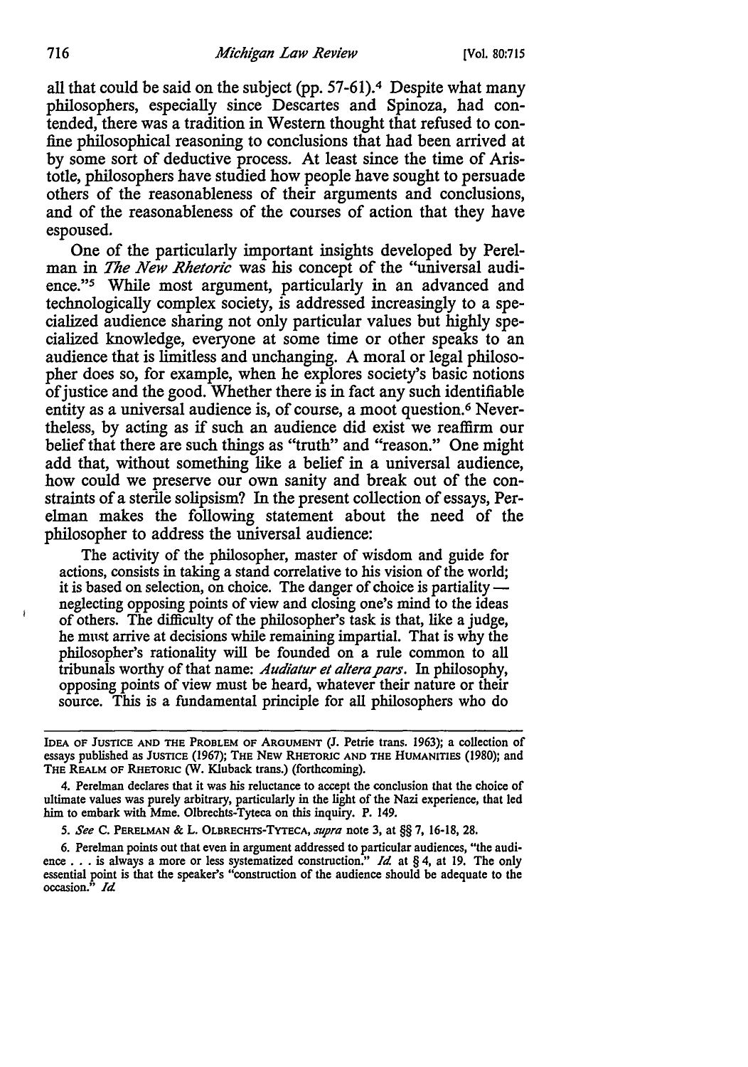all that could be said on the subject (pp. 57-61).[4] Despite what many philosophers, especially since Descartes and Spinoza, had contended, there was a tradition in Western thought that refused to confine philosophical reasoning to conclusions that had been arrived at by some sort of deductive process. At least since the time of Aristotle, philosophers have studied how people have sought to persuade others of the reasonableness of their arguments and conclusions, and of the reasonableness of the courses of action that they have espoused.

One of the particularly important insights developed by Perelman in *The New Rhetoric* was his concept of the "universal audience."[5] While most argument, particularly in an advanced and technologically complex society, is addressed increasingly to a specialized audience sharing not only particular values but highly specialized knowledge, everyone at some time or other speaks to an audience that is limitless and unchanging. A moral or legal philosopher does so, for example, when he explores society's basic notions of justice and the good. Whether there is in fact any such identifiable entity as a universal audience is, of course, a moot question.[6] Nevertheless, by acting as if such an audience did exist we reaffirm our belief that there are such things as "truth" and "reason." One might add that, without something like a belief in a universal audience, how could we preserve our own sanity and break out of the constraints of a sterile solipsism? In the present collection of essays, Perelman makes the following statement about the need of the philosopher to address the universal audience:

> The activity of the philosopher, master of wisdom and guide for actions, consists in taking a stand correlative to his vision of the world; it is based on selection, on choice. The danger of choice is partiality — neglecting opposing points of view and closing one's mind to the ideas of others. The difficulty of the philosopher's task is that, like a judge, he must arrive at decisions while remaining impartial. That is why the philosopher's rationality will be founded on a rule common to all tribunals worthy of that name: *Audiatur et altera pars*. In philosophy, opposing points of view must be heard, whatever their nature or their source. This is a fundamental principle for all philosophers who do

---

IDEA OF JUSTICE AND THE PROBLEM OF ARGUMENT (J. Petrie trans. 1963); a collection of essays published as JUSTICE (1967); THE NEW RHETORIC AND THE HUMANITIES (1980); and THE REALM OF RHETORIC (W. Kluback trans.) (forthcoming).

4. Perelman declares that it was his reluctance to accept the conclusion that the choice of ultimate values was purely arbitrary, particularly in the light of the Nazi experience, that led him to embark with Mme. Olbrechts-Tyteca on this inquiry. P. 149.

5. *See* C. PERELMAN & L. OLBRECHTS-TYTECA, *supra* note 3, at §§ 7, 16-18, 28.

6. Perelman points out that even in argument addressed to particular audiences, "the audience . . . is always a more or less systematized construction." *Id.* at § 4, at 19. The only essential point is that the speaker's "construction of the audience should be adequate to the occasion." *Id.*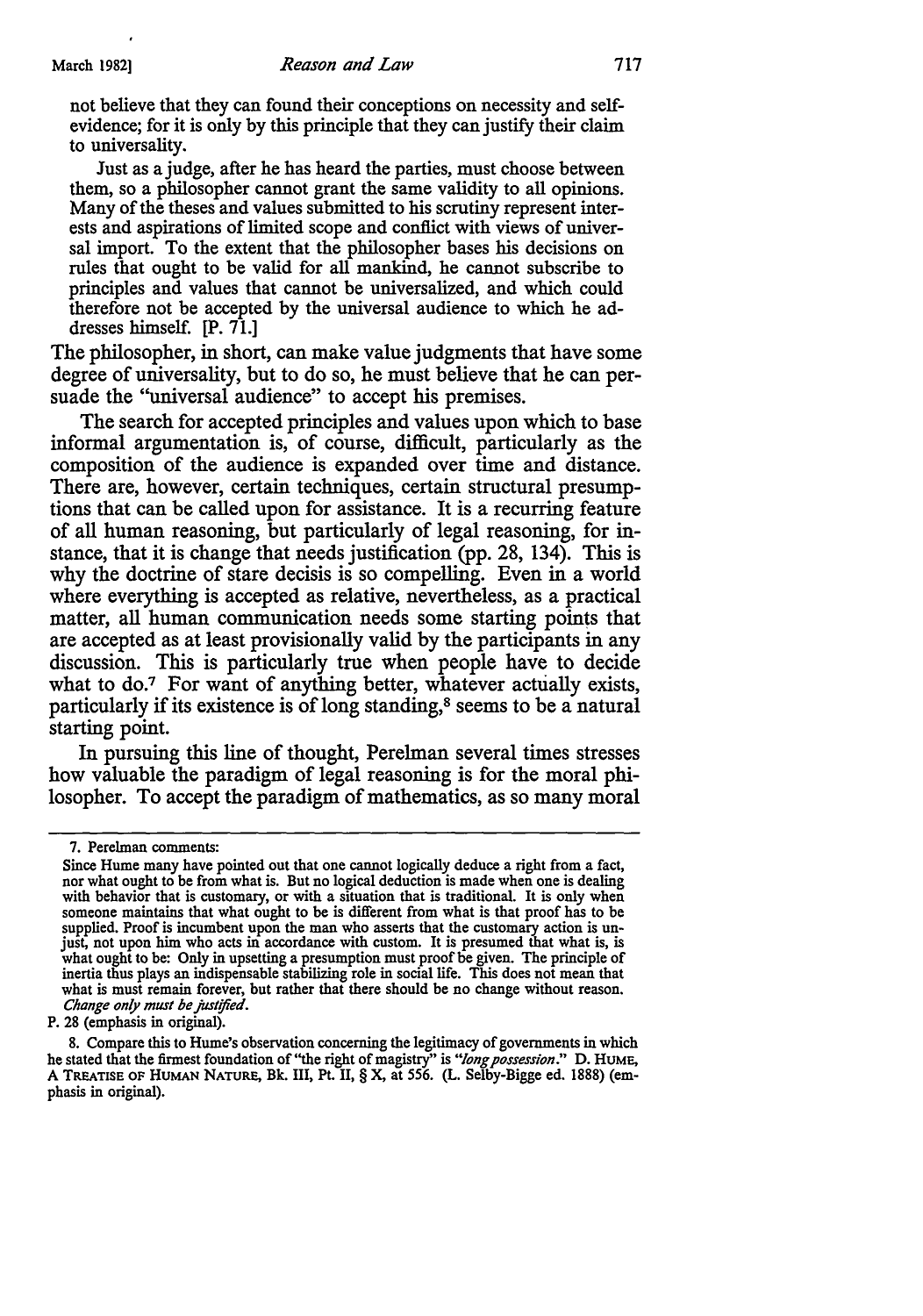not believe that they can found their conceptions on necessity and self-evidence; for it is only by this principle that they can justify their claim to universality.

> Just as a judge, after he has heard the parties, must choose between them, so a philosopher cannot grant the same validity to all opinions. Many of the theses and values submitted to his scrutiny represent interests and aspirations of limited scope and conflict with views of universal import. To the extent that the philosopher bases his decisions on rules that ought to be valid for all mankind, he cannot subscribe to principles and values that cannot be universalized, and which could therefore not be accepted by the universal audience to which he addresses himself. [P. 71.]

The philosopher, in short, can make value judgments that have some degree of universality, but to do so, he must believe that he can persuade the "universal audience" to accept his premises.

The search for accepted principles and values upon which to base informal argumentation is, of course, difficult, particularly as the composition of the audience is expanded over time and distance. There are, however, certain techniques, certain structural presumptions that can be called upon for assistance. It is a recurring feature of all human reasoning, but particularly of legal reasoning, for instance, that it is change that needs justification (pp. 28, 134). This is why the doctrine of stare decisis is so compelling. Even in a world where everything is accepted as relative, nevertheless, as a practical matter, all human communication needs some starting points that are accepted as at least provisionally valid by the participants in any discussion. This is particularly true when people have to decide what to do.[7] For want of anything better, whatever actually exists, particularly if its existence is of long standing,[8] seems to be a natural starting point.

In pursuing this line of thought, Perelman several times stresses how valuable the paradigm of legal reasoning is for the moral philosopher. To accept the paradigm of mathematics, as so many moral

---

7. Perelman comments:

> Since Hume many have pointed out that one cannot logically deduce a right from a fact, nor what ought to be from what is. But no logical deduction is made when one is dealing with behavior that is customary, or with a situation that is traditional. It is only when someone maintains that what ought to be is different from what is that proof has to be supplied. Proof is incumbent upon the man who asserts that the customary action is unjust, not upon him who acts in accordance with custom. It is presumed that what is, is what ought to be: Only in upsetting a presumption must proof be given. The principle of inertia thus plays an indispensable stabilizing role in social life. This does not mean that what is must remain forever, but rather that there should be no change without reason. *Change only must be justified.*

P. 28 (emphasis in original).

8. Compare this to Hume's observation concerning the legitimacy of governments in which he stated that the firmest foundation of "the right of magistry" is "*long possession*." D. HUME, A TREATISE OF HUMAN NATURE, Bk. III, Pt. II, § X, at 556. (L. Selby-Bigge ed. 1888) (emphasis in original).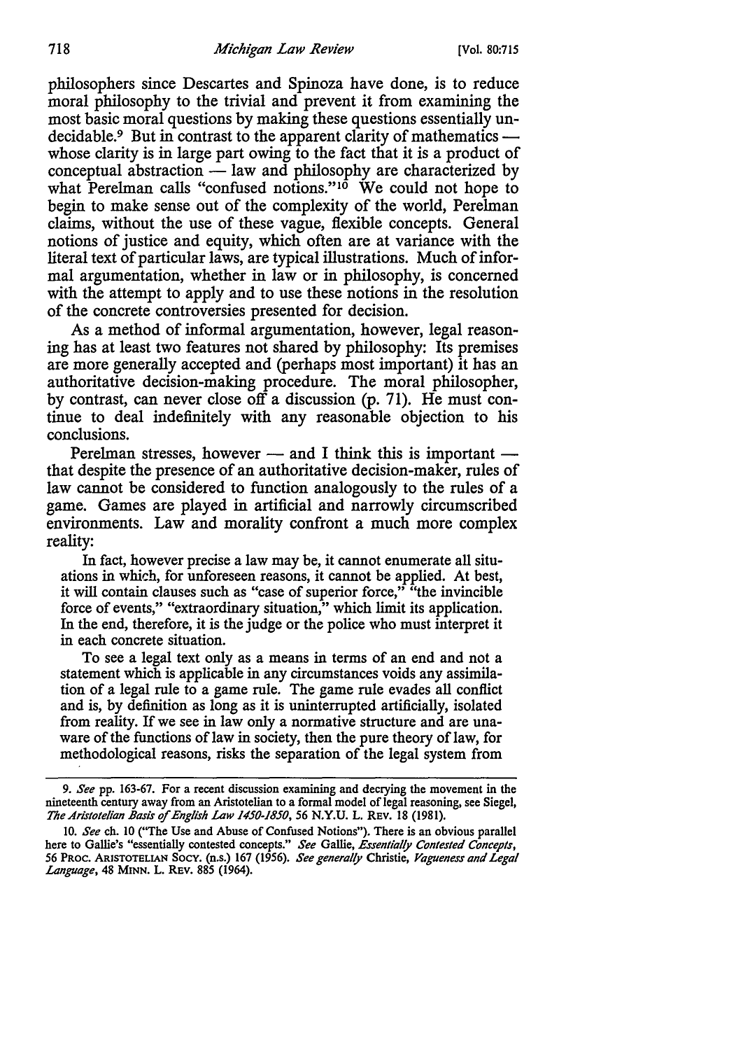philosophers since Descartes and Spinoza have done, is to reduce moral philosophy to the trivial and prevent it from examining the most basic moral questions by making these questions essentially undecidable.[9] But in contrast to the apparent clarity of mathematics — whose clarity is in large part owing to the fact that it is a product of conceptual abstraction — law and philosophy are characterized by what Perelman calls "confused notions."[10] We could not hope to begin to make sense out of the complexity of the world, Perelman claims, without the use of these vague, flexible concepts. General notions of justice and equity, which often are at variance with the literal text of particular laws, are typical illustrations. Much of informal argumentation, whether in law or in philosophy, is concerned with the attempt to apply and to use these notions in the resolution of the concrete controversies presented for decision.

As a method of informal argumentation, however, legal reasoning has at least two features not shared by philosophy: Its premises are more generally accepted and (perhaps most important) it has an authoritative decision-making procedure. The moral philosopher, by contrast, can never close off a discussion (p. 71). He must continue to deal indefinitely with any reasonable objection to his conclusions.

Perelman stresses, however — and I think this is important — that despite the presence of an authoritative decision-maker, rules of law cannot be considered to function analogously to the rules of a game. Games are played in artificial and narrowly circumscribed environments. Law and morality confront a much more complex reality:

> In fact, however precise a law may be, it cannot enumerate all situations in which, for unforeseen reasons, it cannot be applied. At best, it will contain clauses such as "case of superior force," "the invincible force of events," "extraordinary situation," which limit its application. In the end, therefore, it is the judge or the police who must interpret it in each concrete situation.
>
> To see a legal text only as a means in terms of an end and not a statement which is applicable in any circumstances voids any assimilation of a legal rule to a game rule. The game rule evades all conflict and is, by definition as long as it is uninterrupted artificially, isolated from reality. If we see in law only a normative structure and are unaware of the functions of law in society, then the pure theory of law, for methodological reasons, risks the separation of the legal system from

---

9. *See* pp. 163-67. For a recent discussion examining and decrying the movement in the nineteenth century away from an Aristotelian to a formal model of legal reasoning, see Siegel, *The Aristotelian Basis of English Law 1450-1850*, 56 N.Y.U. L. REV. 18 (1981).

10. *See* ch. 10 ("The Use and Abuse of Confused Notions"). There is an obvious parallel here to Gallie's "essentially contested concepts." *See* Gallie, *Essentially Contested Concepts*, 56 PROC. ARISTOTELIAN SOCY. (n.s.) 167 (1956). *See generally* Christie, *Vagueness and Legal Language*, 48 MINN. L. REV. 885 (1964).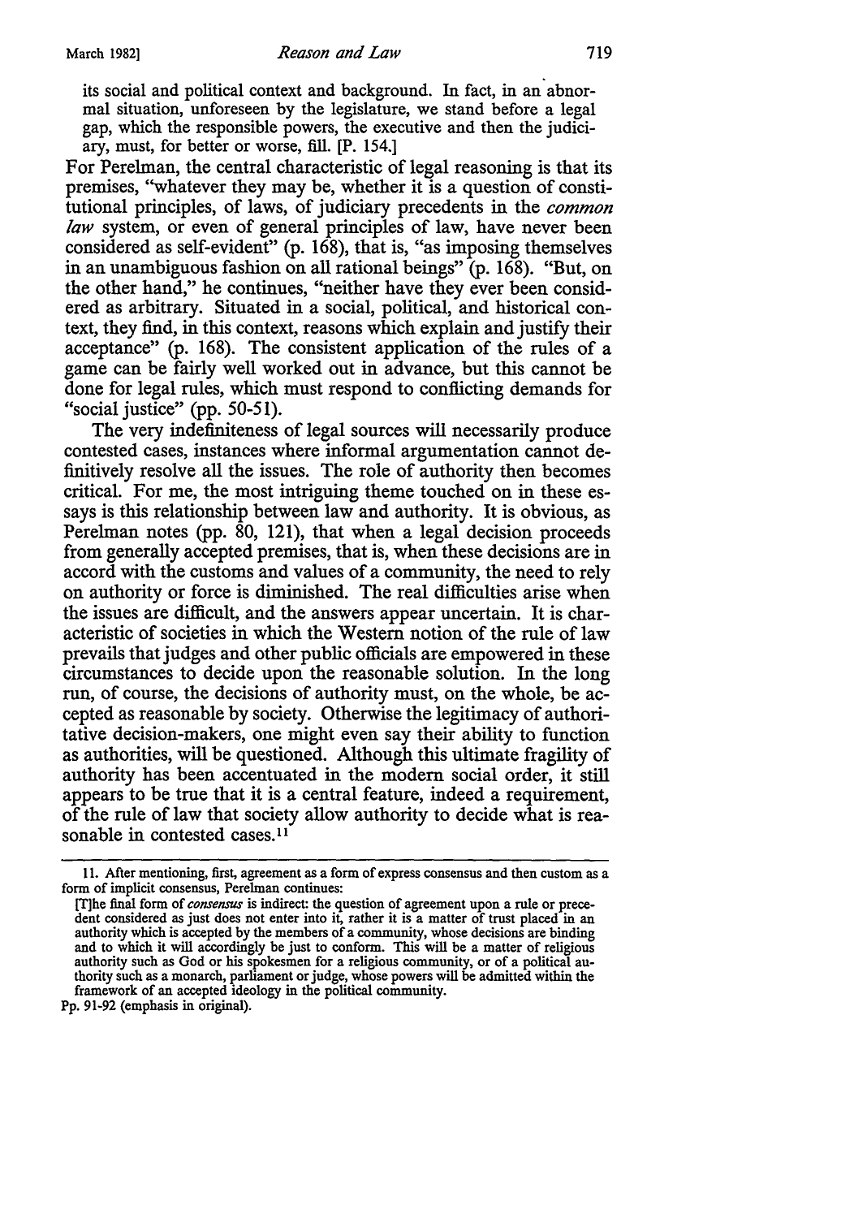its social and political context and background. In fact, in an abnormal situation, unforeseen by the legislature, we stand before a legal gap, which the responsible powers, the executive and then the judiciary, must, for better or worse, fill. [P. 154.]

For Perelman, the central characteristic of legal reasoning is that its premises, "whatever they may be, whether it is a question of constitutional principles, of laws, of judiciary precedents in the *common law* system, or even of general principles of law, have never been considered as self-evident" (p. 168), that is, "as imposing themselves in an unambiguous fashion on all rational beings" (p. 168). "But, on the other hand," he continues, "neither have they ever been considered as arbitrary. Situated in a social, political, and historical context, they find, in this context, reasons which explain and justify their acceptance" (p. 168). The consistent application of the rules of a game can be fairly well worked out in advance, but this cannot be done for legal rules, which must respond to conflicting demands for "social justice" (pp. 50-51).

The very indefiniteness of legal sources will necessarily produce contested cases, instances where informal argumentation cannot definitively resolve all the issues. The role of authority then becomes critical. For me, the most intriguing theme touched on in these essays is this relationship between law and authority. It is obvious, as Perelman notes (pp. 80, 121), that when a legal decision proceeds from generally accepted premises, that is, when these decisions are in accord with the customs and values of a community, the need to rely on authority or force is diminished. The real difficulties arise when the issues are difficult, and the answers appear uncertain. It is characteristic of societies in which the Western notion of the rule of law prevails that judges and other public officials are empowered in these circumstances to decide upon the reasonable solution. In the long run, of course, the decisions of authority must, on the whole, be accepted as reasonable by society. Otherwise the legitimacy of authoritative decision-makers, one might even say their ability to function as authorities, will be questioned. Although this ultimate fragility of authority has been accentuated in the modern social order, it still appears to be true that it is a central feature, indeed a requirement, of the rule of law that society allow authority to decide what is reasonable in contested cases.[11]

---

11. After mentioning, first, agreement as a form of express consensus and then custom as a form of implicit consensus, Perelman continues:

[T]he final form of *consensus* is indirect: the question of agreement upon a rule or precedent considered as just does not enter into it, rather it is a matter of trust placed in an authority which is accepted by the members of a community, whose decisions are binding and to which it will accordingly be just to conform. This will be a matter of religious authority such as God or his spokesmen for a religious community, or of a political authority such as a monarch, parliament or judge, whose powers will be admitted within the framework of an accepted ideology in the political community.

Pp. 91-92 (emphasis in original).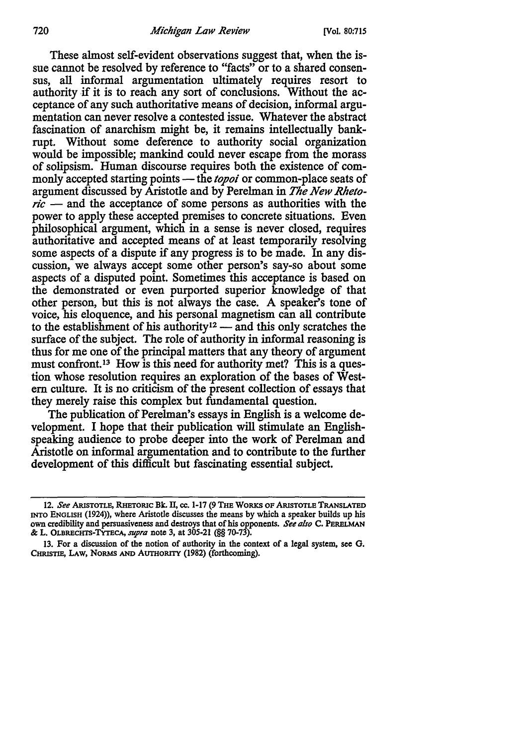These almost self-evident observations suggest that, when the issue cannot be resolved by reference to "facts" or to a shared consensus, all informal argumentation ultimately requires resort to authority if it is to reach any sort of conclusions. Without the acceptance of any such authoritative means of decision, informal argumentation can never resolve a contested issue. Whatever the abstract fascination of anarchism might be, it remains intellectually bankrupt. Without some deference to authority social organization would be impossible; mankind could never escape from the morass of solipsism. Human discourse requires both the existence of commonly accepted starting points — the *topoi* or common-place seats of argument discussed by Aristotle and by Perelman in *The New Rhetoric* — and the acceptance of some persons as authorities with the power to apply these accepted premises to concrete situations. Even philosophical argument, which in a sense is never closed, requires authoritative and accepted means of at least temporarily resolving some aspects of a dispute if any progress is to be made. In any discussion, we always accept some other person's say-so about some aspects of a disputed point. Sometimes this acceptance is based on the demonstrated or even purported superior knowledge of that other person, but this is not always the case. A speaker's tone of voice, his eloquence, and his personal magnetism can all contribute to the establishment of his authority[12] — and this only scratches the surface of the subject. The role of authority in informal reasoning is thus for me one of the principal matters that any theory of argument must confront.[13] How is this need for authority met? This is a question whose resolution requires an exploration of the bases of Western culture. It is no criticism of the present collection of essays that they merely raise this complex but fundamental question.

The publication of Perelman's essays in English is a welcome development. I hope that their publication will stimulate an English-speaking audience to probe deeper into the work of Perelman and Aristotle on informal argumentation and to contribute to the further development of this difficult but fascinating essential subject.

---

12. *See* ARISTOTLE, RHETORIC Bk. II, cc. 1-17 (9 THE WORKS OF ARISTOTLE TRANSLATED INTO ENGLISH (1924)), where Aristotle discusses the means by which a speaker builds up his own credibility and persuasiveness and destroys that of his opponents. *See also* C. PERELMAN & L. OLBRECHTS-TYTECA, *supra* note 3, at 305-21 (§§ 70-73).

13. For a discussion of the notion of authority in the context of a legal system, see G. CHRISTIE, LAW, NORMS AND AUTHORITY (1982) (forthcoming).